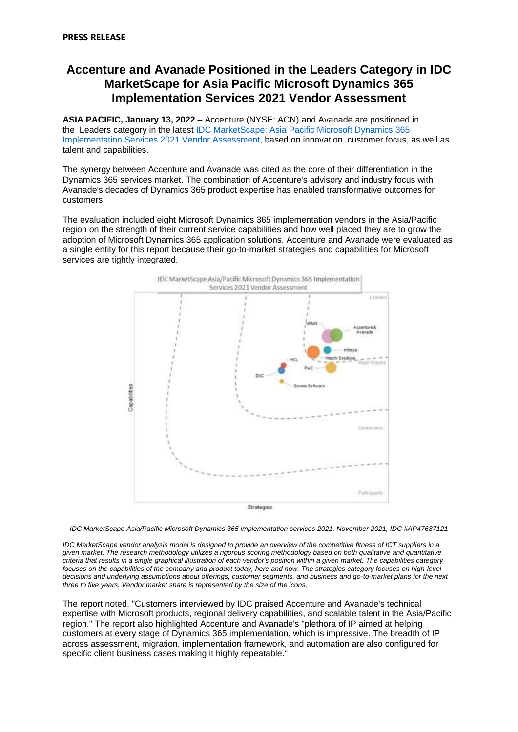**PRESS RELEASE**

# Accenture and Avanade Positioned in the Leaders Category in IDC MarketScape for Asia Pacific Microsoft Dynamics 365 Implementation Services 2021 Vendor Assessment

**ASIA PACIFIC, January 13, 2022** – Accenture (NYSE: ACN) and Avanade are positioned in the Leaders category in the latest [IDC MarketScape: Asia Pacific Microsoft Dynamics 365 Implementation Services 2021 Vendor Assessment](), based on innovation, customer focus, as well as talent and capabilities.

The synergy between Accenture and Avanade was cited as the core of their differentiation in the Dynamics 365 services market. The combination of Accenture's advisory and industry focus with Avanade's decades of Dynamics 365 product expertise has enabled transformative outcomes for customers.

The evaluation included eight Microsoft Dynamics 365 implementation vendors in the Asia/Pacific region on the strength of their current service capabilities and how well placed they are to grow the adoption of Microsoft Dynamics 365 application solutions. Accenture and Avanade were evaluated as a single entity for this report because their go-to-market strategies and capabilities for Microsoft services are tightly integrated.

IDC MarketScape Asia/Pacific Microsoft Dynamics 365 Implementation Services 2021 Vendor Assessment

Leaders
Major Players
Contenders
Participants
Capabilities
Strategies
KPMG
Accenture & Avanade
Infosys
Hitachi Solutions
HCL
PwC
DXC
Sonata Software

*IDC MarketScape Asia/Pacific Microsoft Dynamics 365 implementation services 2021, November 2021, IDC #AP47687121*

*IDC MarketScape vendor analysis model is designed to provide an overview of the competitive fitness of ICT suppliers in a given market. The research methodology utilizes a rigorous scoring methodology based on both qualitative and quantitative criteria that results in a single graphical illustration of each vendor's position within a given market. The capabilities category focuses on the capabilities of the company and product today, here and now. The strategies category focuses on high-level decisions and underlying assumptions about offerings, customer segments, and business and go-to-market plans for the next three to five years. Vendor market share is represented by the size of the icons.*

The report noted, "Customers interviewed by IDC praised Accenture and Avanade's technical expertise with Microsoft products, regional delivery capabilities, and scalable talent in the Asia/Pacific region." The report also highlighted Accenture and Avanade's "plethora of IP aimed at helping customers at every stage of Dynamics 365 implementation, which is impressive. The breadth of IP across assessment, migration, implementation framework, and automation are also configured for specific client business cases making it highly repeatable."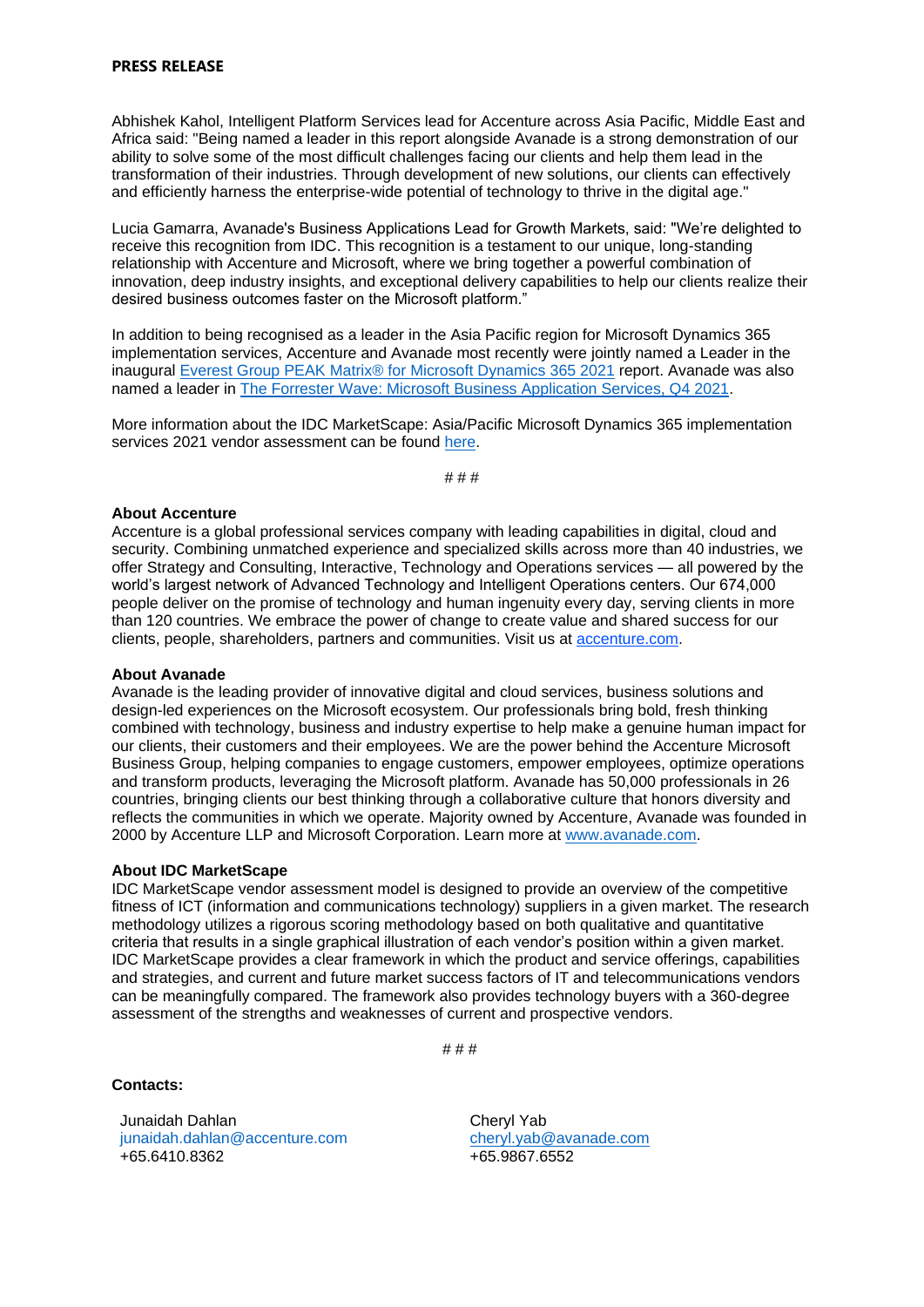Abhishek Kahol, Intelligent Platform Services lead for Accenture across Asia Pacific, Middle East and Africa said: "Being named a leader in this report alongside Avanade is a strong demonstration of our ability to solve some of the most difficult challenges facing our clients and help them lead in the transformation of their industries. Through development of new solutions, our clients can effectively and efficiently harness the enterprise-wide potential of technology to thrive in the digital age."

Lucia Gamarra, Avanade's Business Applications Lead for Growth Markets, said: "We're delighted to receive this recognition from IDC. This recognition is a testament to our unique, long-standing relationship with Accenture and Microsoft, where we bring together a powerful combination of innovation, deep industry insights, and exceptional delivery capabilities to help our clients realize their desired business outcomes faster on the Microsoft platform."

In addition to being recognised as a leader in the Asia Pacific region for Microsoft Dynamics 365 implementation services, Accenture and Avanade most recently were jointly named a Leader in the inaugural Everest Group PEAK Matrix® for Microsoft Dynamics 365 2021 report. Avanade was also named a leader in The Forrester Wave: Microsoft Business Application Services, Q4 2021.

More information about the IDC MarketScape: Asia/Pacific Microsoft Dynamics 365 implementation services 2021 vendor assessment can be found here.

# # #

**About Accenture**

Accenture is a global professional services company with leading capabilities in digital, cloud and security. Combining unmatched experience and specialized skills across more than 40 industries, we offer Strategy and Consulting, Interactive, Technology and Operations services — all powered by the world's largest network of Advanced Technology and Intelligent Operations centers. Our 674,000 people deliver on the promise of technology and human ingenuity every day, serving clients in more than 120 countries. We embrace the power of change to create value and shared success for our clients, people, shareholders, partners and communities. Visit us at accenture.com.

**About Avanade**

Avanade is the leading provider of innovative digital and cloud services, business solutions and design-led experiences on the Microsoft ecosystem. Our professionals bring bold, fresh thinking combined with technology, business and industry expertise to help make a genuine human impact for our clients, their customers and their employees. We are the power behind the Accenture Microsoft Business Group, helping companies to engage customers, empower employees, optimize operations and transform products, leveraging the Microsoft platform. Avanade has 50,000 professionals in 26 countries, bringing clients our best thinking through a collaborative culture that honors diversity and reflects the communities in which we operate. Majority owned by Accenture, Avanade was founded in 2000 by Accenture LLP and Microsoft Corporation. Learn more at www.avanade.com.

**About IDC MarketScape**

IDC MarketScape vendor assessment model is designed to provide an overview of the competitive fitness of ICT (information and communications technology) suppliers in a given market. The research methodology utilizes a rigorous scoring methodology based on both qualitative and quantitative criteria that results in a single graphical illustration of each vendor's position within a given market. IDC MarketScape provides a clear framework in which the product and service offerings, capabilities and strategies, and current and future market success factors of IT and telecommunications vendors can be meaningfully compared. The framework also provides technology buyers with a 360-degree assessment of the strengths and weaknesses of current and prospective vendors.

# # #

**Contacts:**

Junaidah Dahlan
junaidah.dahlan@accenture.com
+65.6410.8362

Cheryl Yab
cheryl.yab@avanade.com
+65.9867.6552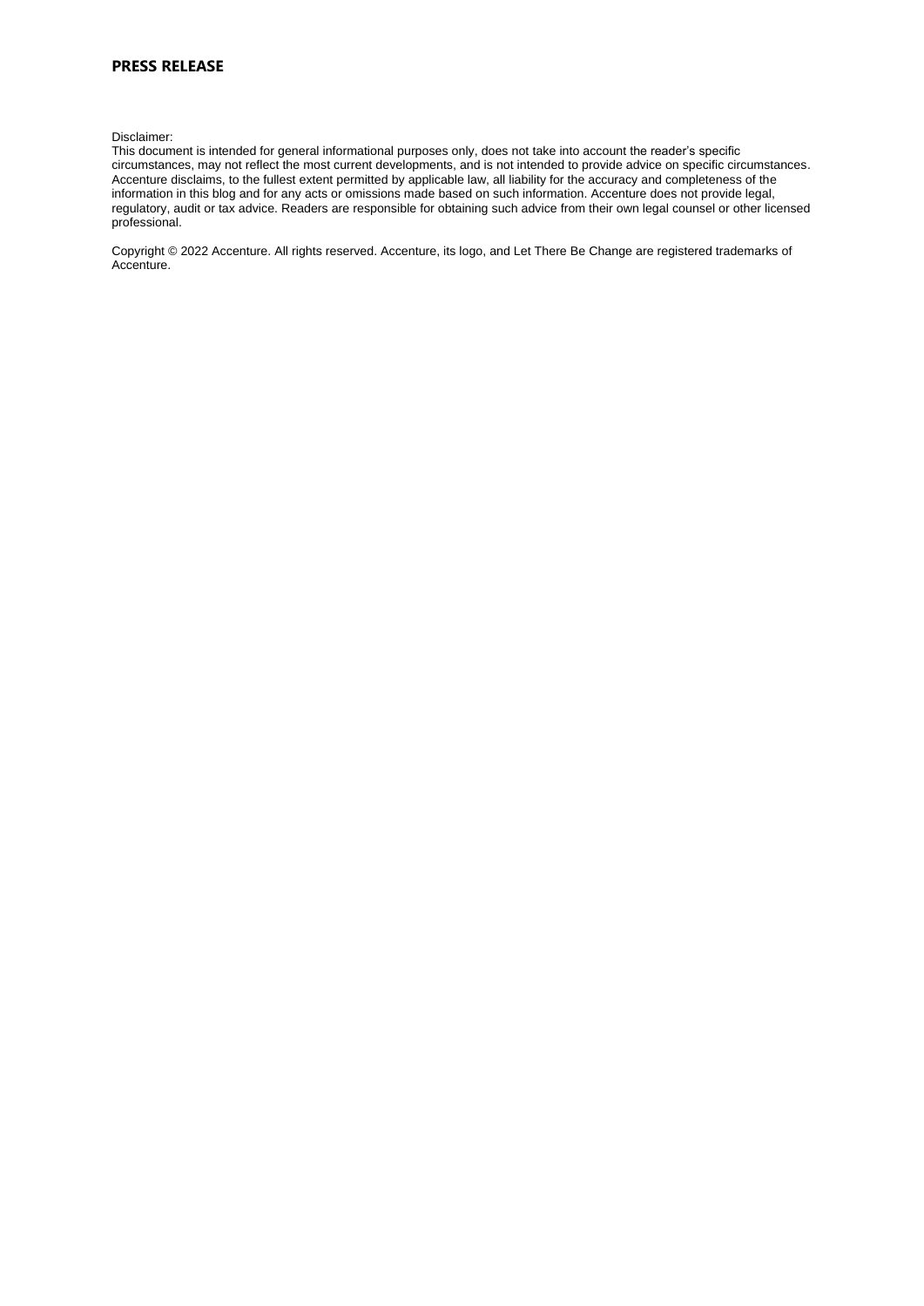Disclaimer:
This document is intended for general informational purposes only, does not take into account the reader's specific circumstances, may not reflect the most current developments, and is not intended to provide advice on specific circumstances. Accenture disclaims, to the fullest extent permitted by applicable law, all liability for the accuracy and completeness of the information in this blog and for any acts or omissions made based on such information. Accenture does not provide legal, regulatory, audit or tax advice. Readers are responsible for obtaining such advice from their own legal counsel or other licensed professional.

Copyright © 2022 Accenture. All rights reserved. Accenture, its logo, and Let There Be Change are registered trademarks of Accenture.